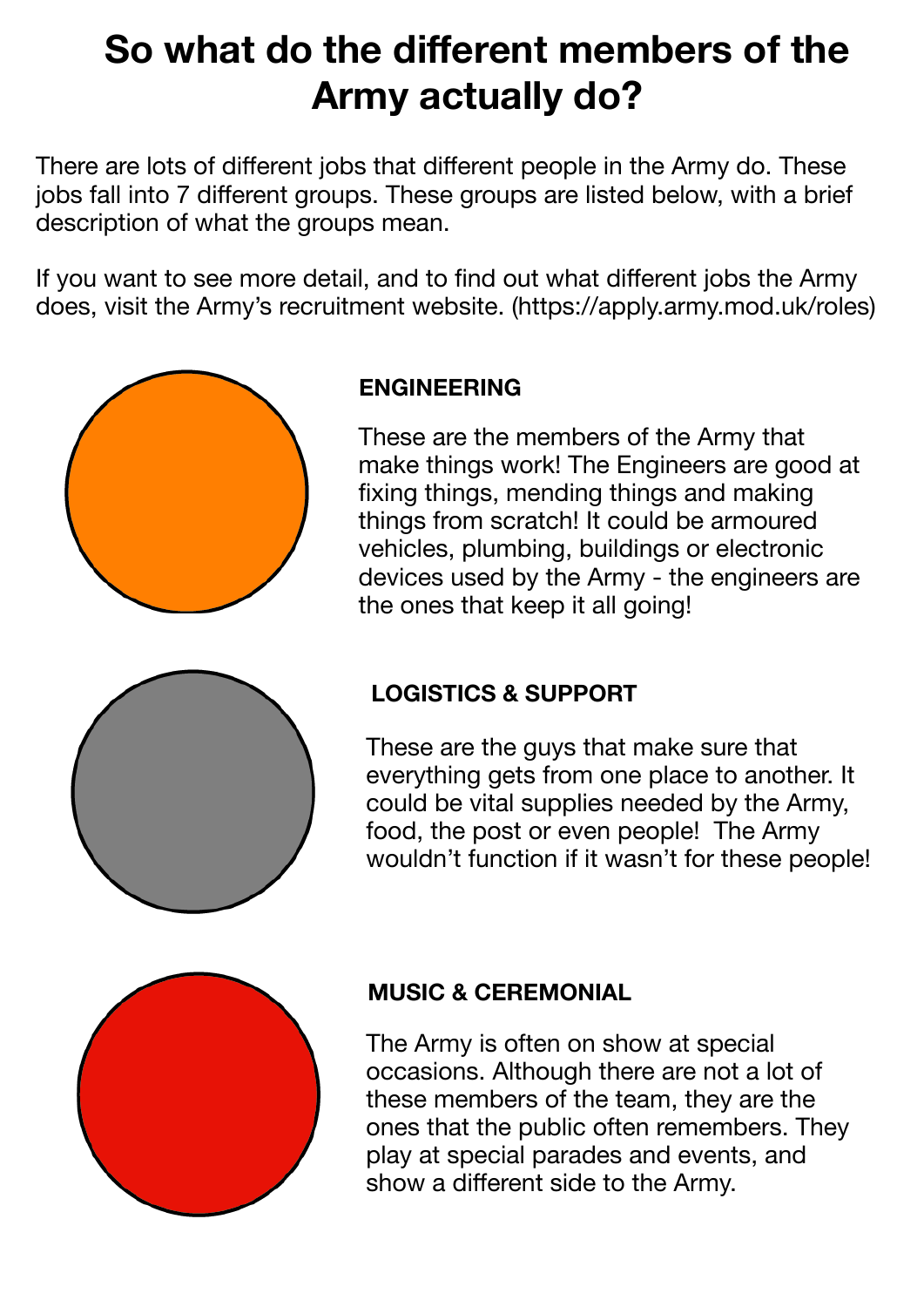# So what do the different members of the Army actually do?

There are lots of different jobs that different people in the Army do. These jobs fall into 7 different groups. These groups are listed below, with a brief description of what the groups mean.

If you want to see more detail, and to find out what different jobs the Army does, visit the Army's recruitment website. (https://apply.army.mod.uk/roles)

### ENGINEERING

These are the members of the Army that make things work! The Engineers are good at fixing things, mending things and making things from scratch! It could be armoured vehicles, plumbing, buildings or electronic devices used by the Army - the engineers are the ones that keep it all going!

### LOGISTICS & SUPPORT

These are the guys that make sure that everything gets from one place to another. It could be vital supplies needed by the Army, food, the post or even people! The Army wouldn't function if it wasn't for these people!

### MUSIC & CEREMONIAL

The Army is often on show at special occasions. Although there are not a lot of these members of the team, they are the ones that the public often remembers. They play at special parades and events, and show a different side to the Army.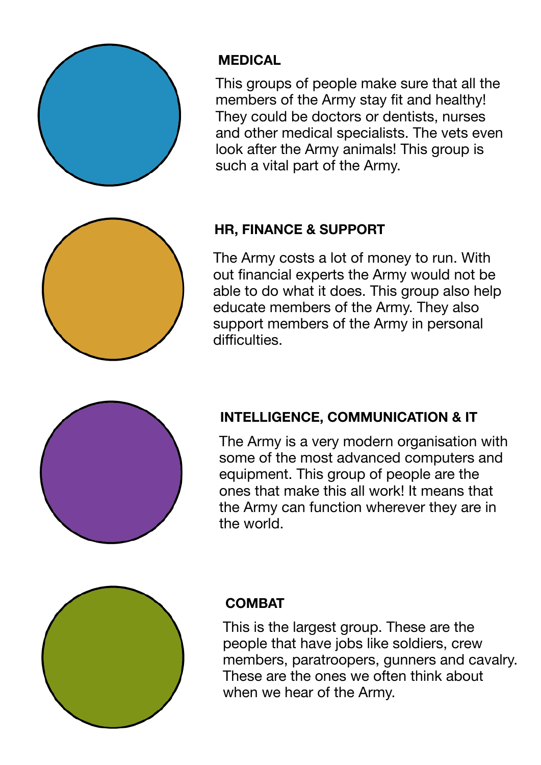### MEDICAL

This groups of people make sure that all the members of the Army stay fit and healthy! They could be doctors or dentists, nurses and other medical specialists. The vets even look after the Army animals! This group is such a vital part of the Army.

### HR, FINANCE & SUPPORT

The Army costs a lot of money to run. With out financial experts the Army would not be able to do what it does. This group also help educate members of the Army. They also support members of the Army in personal difficulties.

### INTELLIGENCE, COMMUNICATION & IT

The Army is a very modern organisation with some of the most advanced computers and equipment. This group of people are the ones that make this all work! It means that the Army can function wherever they are in the world.

### COMBAT

This is the largest group. These are the people that have jobs like soldiers, crew members, paratroopers, gunners and cavalry. These are the ones we often think about when we hear of the Army.